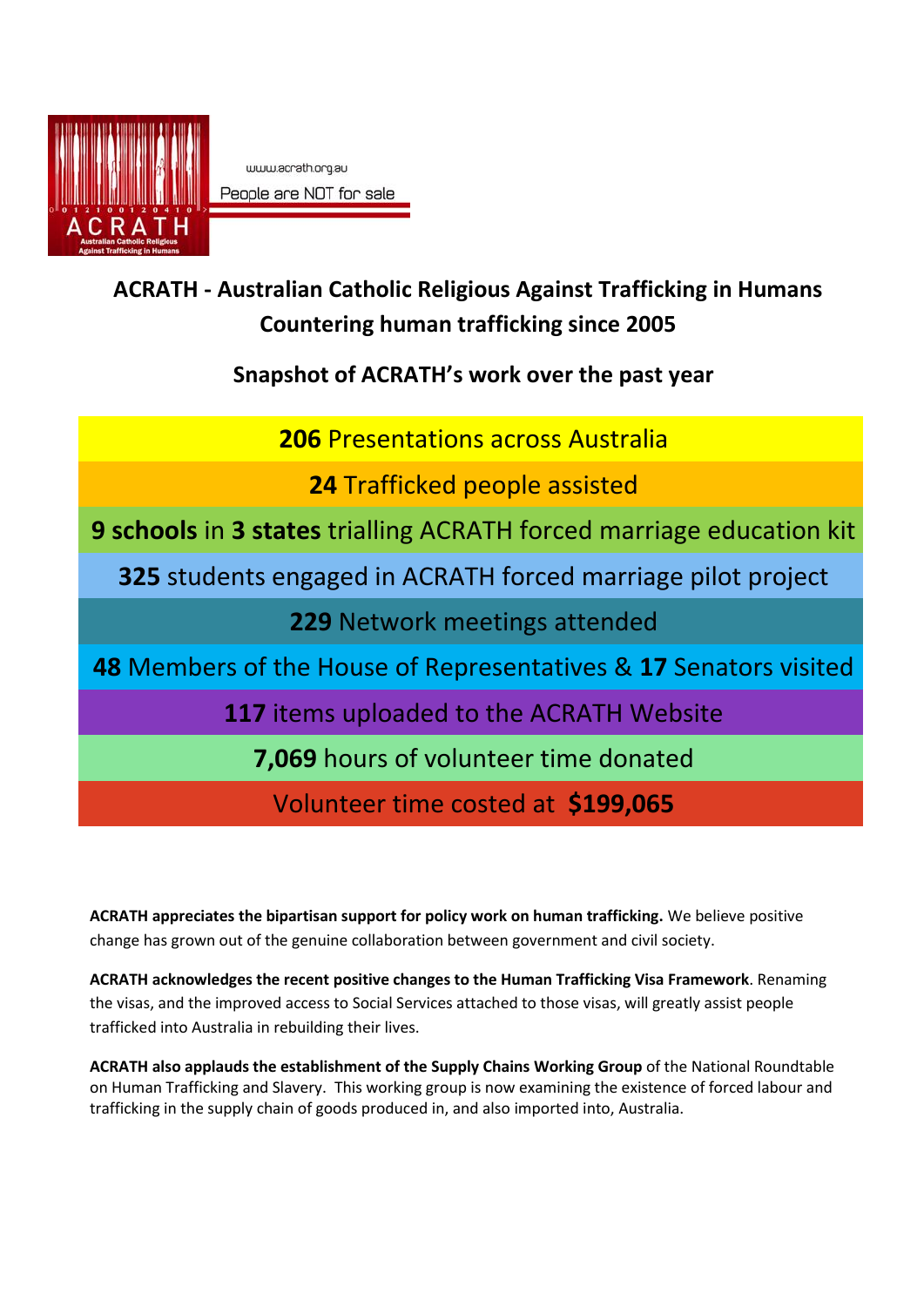www.acrath.org.au

People are NOT for sale

# ACRATH - Australian Catholic Religious Against Trafficking in Humans

## Countering human trafficking since 2005

## Snapshot of ACRATH's work over the past year

**206** Presentations across Australia

**24** Trafficked people assisted

**9 schools** in **3 states** trialling ACRATH forced marriage education kit

**325** students engaged in ACRATH forced marriage pilot project

**229** Network meetings attended

**48** Members of the House of Representatives & **17** Senators visited

**117** items uploaded to the ACRATH Website

**7,069** hours of volunteer time donated

Volunteer time costed at **$199,065**

**ACRATH appreciates the bipartisan support for policy work on human trafficking.** We believe positive change has grown out of the genuine collaboration between government and civil society.

**ACRATH acknowledges the recent positive changes to the Human Trafficking Visa Framework**. Renaming the visas, and the improved access to Social Services attached to those visas, will greatly assist people trafficked into Australia in rebuilding their lives.

**ACRATH also applauds the establishment of the Supply Chains Working Group** of the National Roundtable on Human Trafficking and Slavery. This working group is now examining the existence of forced labour and trafficking in the supply chain of goods produced in, and also imported into, Australia.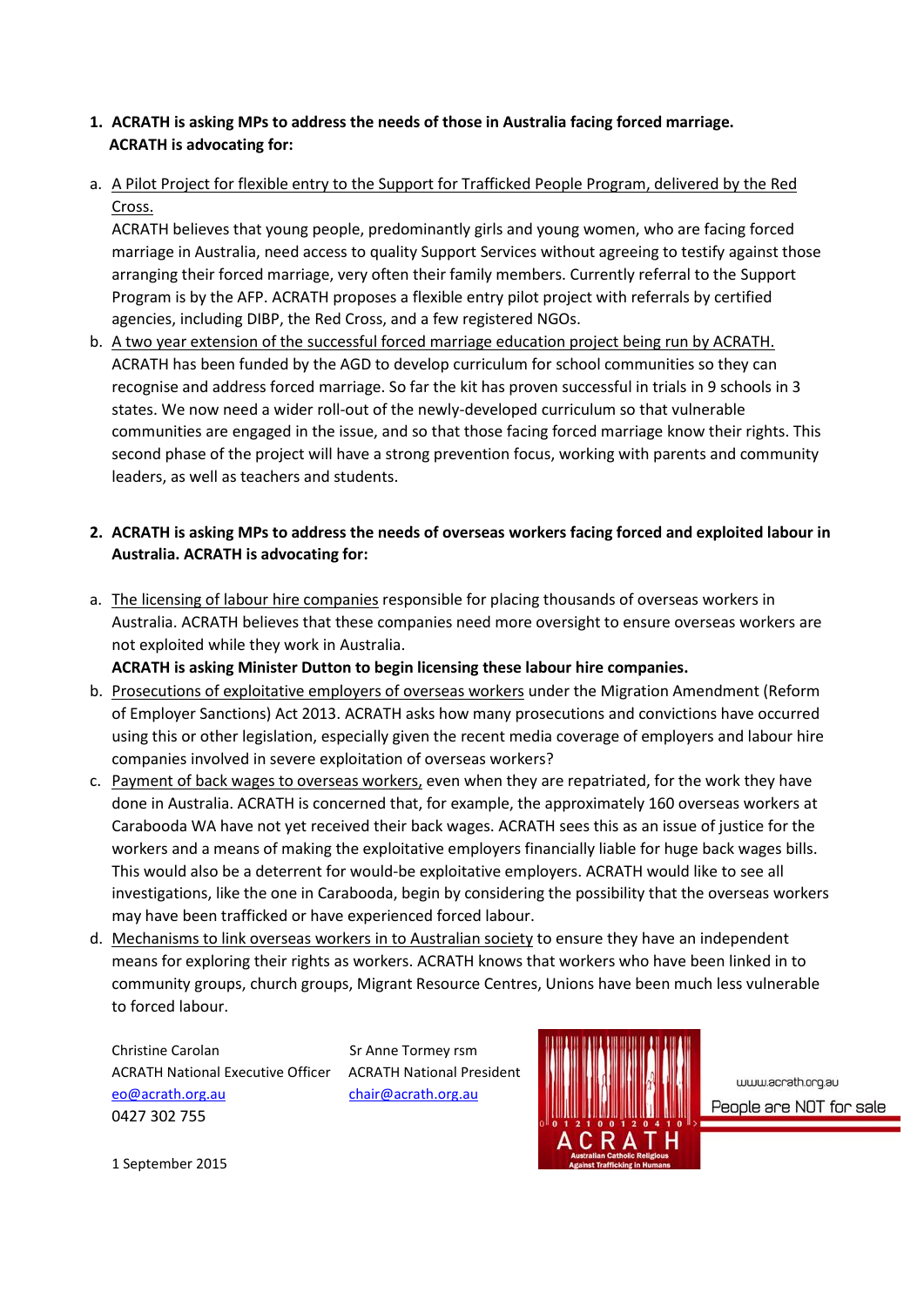1. **ACRATH is asking MPs to address the needs of those in Australia facing forced marriage. ACRATH is advocating for:**

a. A Pilot Project for flexible entry to the Support for Trafficked People Program, delivered by the Red Cross.
ACRATH believes that young people, predominantly girls and young women, who are facing forced marriage in Australia, need access to quality Support Services without agreeing to testify against those arranging their forced marriage, very often their family members. Currently referral to the Support Program is by the AFP. ACRATH proposes a flexible entry pilot project with referrals by certified agencies, including DIBP, the Red Cross, and a few registered NGOs.

b. A two year extension of the successful forced marriage education project being run by ACRATH.
ACRATH has been funded by the AGD to develop curriculum for school communities so they can recognise and address forced marriage. So far the kit has proven successful in trials in 9 schools in 3 states. We now need a wider roll-out of the newly-developed curriculum so that vulnerable communities are engaged in the issue, and so that those facing forced marriage know their rights. This second phase of the project will have a strong prevention focus, working with parents and community leaders, as well as teachers and students.

2. **ACRATH is asking MPs to address the needs of overseas workers facing forced and exploited labour in Australia. ACRATH is advocating for:**

a. The licensing of labour hire companies responsible for placing thousands of overseas workers in Australia. ACRATH believes that these companies need more oversight to ensure overseas workers are not exploited while they work in Australia.
**ACRATH is asking Minister Dutton to begin licensing these labour hire companies.**

b. Prosecutions of exploitative employers of overseas workers under the Migration Amendment (Reform of Employer Sanctions) Act 2013. ACRATH asks how many prosecutions and convictions have occurred using this or other legislation, especially given the recent media coverage of employers and labour hire companies involved in severe exploitation of overseas workers?

c. Payment of back wages to overseas workers, even when they are repatriated, for the work they have done in Australia. ACRATH is concerned that, for example, the approximately 160 overseas workers at Carabooda WA have not yet received their back wages. ACRATH sees this as an issue of justice for the workers and a means of making the exploitative employers financially liable for huge back wages bills. This would also be a deterrent for would-be exploitative employers. ACRATH would like to see all investigations, like the one in Carabooda, begin by considering the possibility that the overseas workers may have been trafficked or have experienced forced labour.

d. Mechanisms to link overseas workers in to Australian society to ensure they have an independent means for exploring their rights as workers. ACRATH knows that workers who have been linked in to community groups, church groups, Migrant Resource Centres, Unions have been much less vulnerable to forced labour.

Christine Carolan
ACRATH National Executive Officer
eo@acrath.org.au
0427 302 755

Sr Anne Tormey rsm
ACRATH National President
chair@acrath.org.au

ACRATH
Australian Catholic Religious Against Trafficking in Humans

www.acrath.org.au
People are NOT for sale

1 September 2015